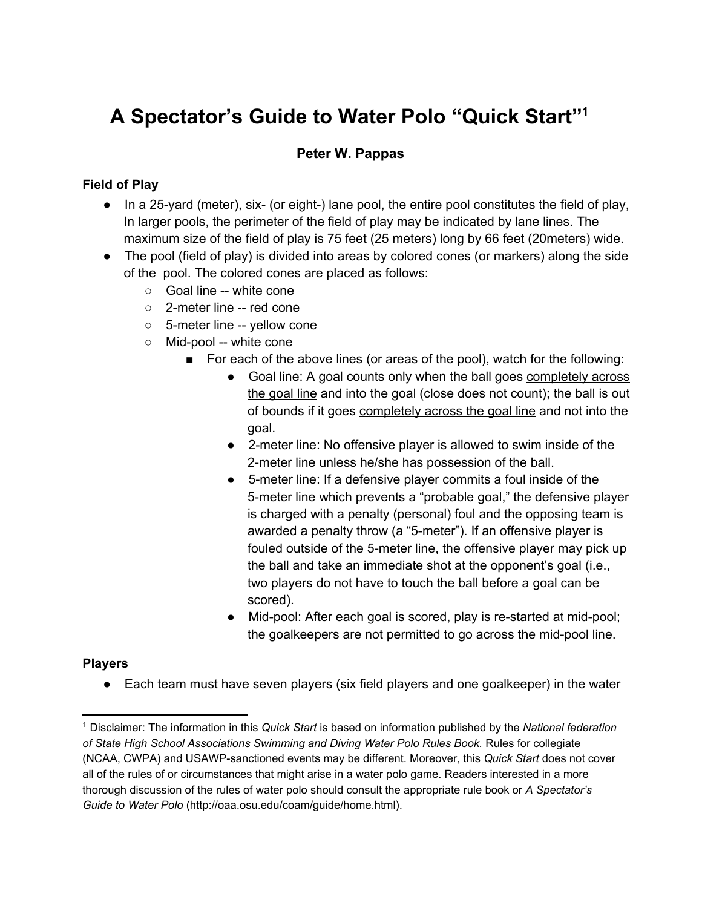# A Spectator's Guide to Water Polo "Quick Start"[1]

**Peter W. Pappas**

### Field of Play

- In a 25-yard (meter), six- (or eight-) lane pool, the entire pool constitutes the field of play, In larger pools, the perimeter of the field of play may be indicated by lane lines. The maximum size of the field of play is 75 feet (25 meters) long by 66 feet (20meters) wide.
- The pool (field of play) is divided into areas by colored cones (or markers) along the side of the pool. The colored cones are placed as follows:
  - Goal line -- white cone
  - 2-meter line -- red cone
  - 5-meter line -- yellow cone
  - Mid-pool -- white cone
    - For each of the above lines (or areas of the pool), watch for the following:
      - Goal line: A goal counts only when the ball goes <u>completely across the goal line</u> and into the goal (close does not count); the ball is out of bounds if it goes <u>completely across the goal line</u> and not into the goal.
      - 2-meter line: No offensive player is allowed to swim inside of the 2-meter line unless he/she has possession of the ball.
      - 5-meter line: If a defensive player commits a foul inside of the 5-meter line which prevents a "probable goal," the defensive player is charged with a penalty (personal) foul and the opposing team is awarded a penalty throw (a "5-meter"). If an offensive player is fouled outside of the 5-meter line, the offensive player may pick up the ball and take an immediate shot at the opponent's goal (i.e., two players do not have to touch the ball before a goal can be scored).
      - Mid-pool: After each goal is scored, play is re-started at mid-pool; the goalkeepers are not permitted to go across the mid-pool line.

### Players

- Each team must have seven players (six field players and one goalkeeper) in the water

---

[1] Disclaimer: The information in this *Quick Start* is based on information published by the *National federation of State High School Associations Swimming and Diving Water Polo Rules Book.* Rules for collegiate (NCAA, CWPA) and USAWP-sanctioned events may be different. Moreover, this *Quick Start* does not cover all of the rules of or circumstances that might arise in a water polo game. Readers interested in a more thorough discussion of the rules of water polo should consult the appropriate rule book or *A Spectator's Guide to Water Polo* (http://oaa.osu.edu/coam/guide/home.html).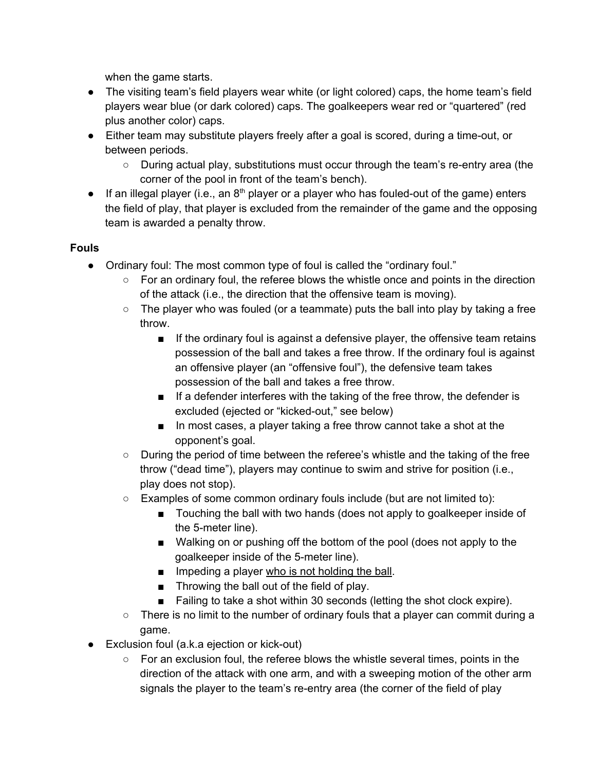when the game starts.

- The visiting team's field players wear white (or light colored) caps, the home team's field players wear blue (or dark colored) caps. The goalkeepers wear red or "quartered" (red plus another color) caps.
- Either team may substitute players freely after a goal is scored, during a time-out, or between periods.
  - During actual play, substitutions must occur through the team's re-entry area (the corner of the pool in front of the team's bench).
- If an illegal player (i.e., an $8^{th}$ player or a player who has fouled-out of the game) enters the field of play, that player is excluded from the remainder of the game and the opposing team is awarded a penalty throw.

**Fouls**

- Ordinary foul: The most common type of foul is called the "ordinary foul."
  - For an ordinary foul, the referee blows the whistle once and points in the direction of the attack (i.e., the direction that the offensive team is moving).
  - The player who was fouled (or a teammate) puts the ball into play by taking a free throw.
    - If the ordinary foul is against a defensive player, the offensive team retains possession of the ball and takes a free throw. If the ordinary foul is against an offensive player (an "offensive foul"), the defensive team takes possession of the ball and takes a free throw.
    - If a defender interferes with the taking of the free throw, the defender is excluded (ejected or "kicked-out," see below)
    - In most cases, a player taking a free throw cannot take a shot at the opponent's goal.
  - During the period of time between the referee's whistle and the taking of the free throw ("dead time"), players may continue to swim and strive for position (i.e., play does not stop).
  - Examples of some common ordinary fouls include (but are not limited to):
    - Touching the ball with two hands (does not apply to goalkeeper inside of the 5-meter line).
    - Walking on or pushing off the bottom of the pool (does not apply to the goalkeeper inside of the 5-meter line).
    - Impeding a player <u>who is not holding the ball</u>.
    - Throwing the ball out of the field of play.
    - Failing to take a shot within 30 seconds (letting the shot clock expire).
  - There is no limit to the number of ordinary fouls that a player can commit during a game.
- Exclusion foul (a.k.a ejection or kick-out)
  - For an exclusion foul, the referee blows the whistle several times, points in the direction of the attack with one arm, and with a sweeping motion of the other arm signals the player to the team's re-entry area (the corner of the field of play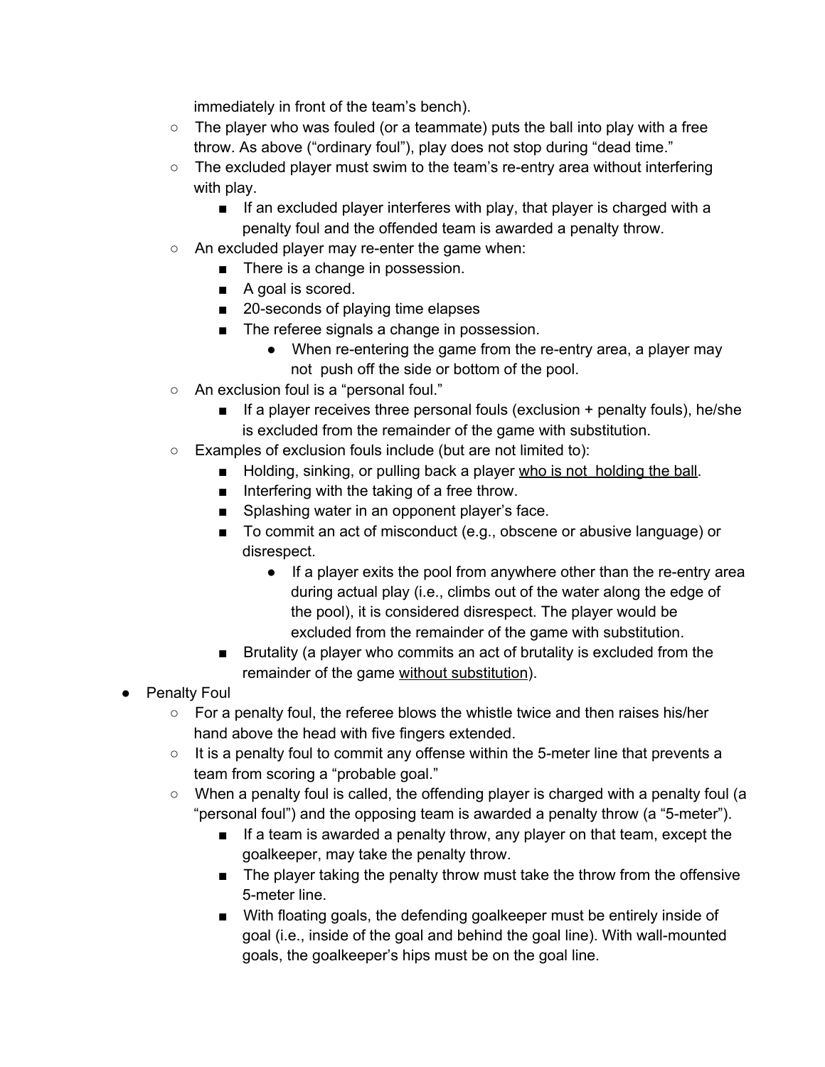immediately in front of the team's bench).

    - The player who was fouled (or a teammate) puts the ball into play with a free throw. As above ("ordinary foul"), play does not stop during "dead time."
    - The excluded player must swim to the team's re-entry area without interfering with play.
        - If an excluded player interferes with play, that player is charged with a penalty foul and the offended team is awarded a penalty throw.
    - An excluded player may re-enter the game when:
        - There is a change in possession.
        - A goal is scored.
        - 20-seconds of playing time elapses
        - The referee signals a change in possession.
            - When re-entering the game from the re-entry area, a player may not push off the side or bottom of the pool.
    - An exclusion foul is a "personal foul."
        - If a player receives three personal fouls (exclusion + penalty fouls), he/she is excluded from the remainder of the game with substitution.
    - Examples of exclusion fouls include (but are not limited to):
        - Holding, sinking, or pulling back a player <u>who is not holding the ball</u>.
        - Interfering with the taking of a free throw.
        - Splashing water in an opponent player's face.
        - To commit an act of misconduct (e.g., obscene or abusive language) or disrespect.
            - If a player exits the pool from anywhere other than the re-entry area during actual play (i.e., climbs out of the water along the edge of the pool), it is considered disrespect. The player would be excluded from the remainder of the game with substitution.
        - Brutality (a player who commits an act of brutality is excluded from the remainder of the game <u>without substitution</u>).

- Penalty Foul
    - For a penalty foul, the referee blows the whistle twice and then raises his/her hand above the head with five fingers extended.
    - It is a penalty foul to commit any offense within the 5-meter line that prevents a team from scoring a "probable goal."
    - When a penalty foul is called, the offending player is charged with a penalty foul (a "personal foul") and the opposing team is awarded a penalty throw (a "5-meter").
        - If a team is awarded a penalty throw, any player on that team, except the goalkeeper, may take the penalty throw.
        - The player taking the penalty throw must take the throw from the offensive 5-meter line.
        - With floating goals, the defending goalkeeper must be entirely inside of goal (i.e., inside of the goal and behind the goal line). With wall-mounted goals, the goalkeeper's hips must be on the goal line.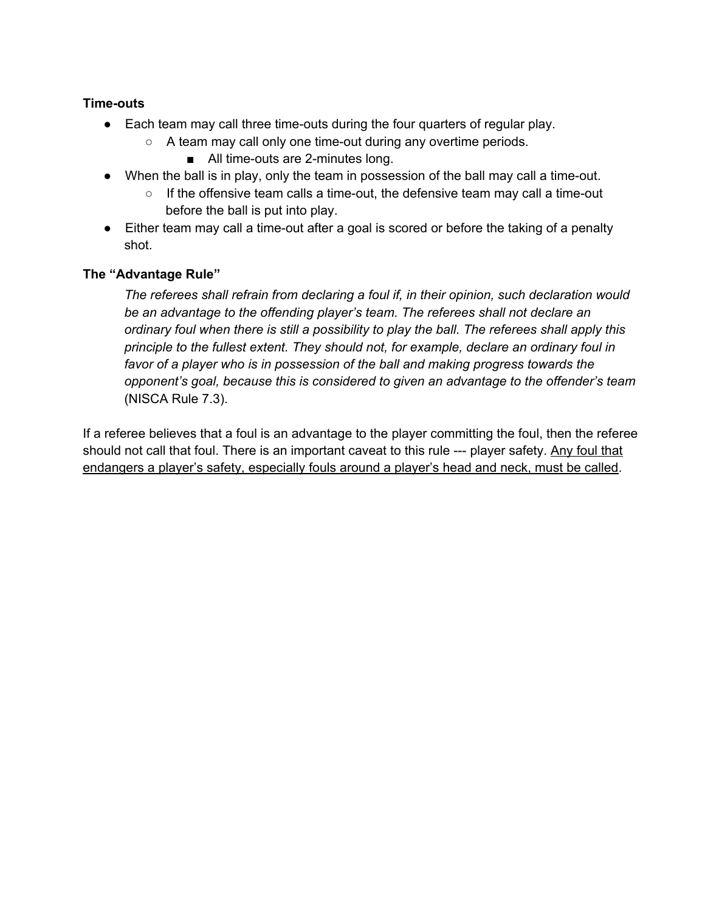**Time-outs**

- Each team may call three time-outs during the four quarters of regular play.
  - A team may call only one time-out during any overtime periods.
    - All time-outs are 2-minutes long.
- When the ball is in play, only the team in possession of the ball may call a time-out.
  - If the offensive team calls a time-out, the defensive team may call a time-out before the ball is put into play.
- Either team may call a time-out after a goal is scored or before the taking of a penalty shot.

**The "Advantage Rule"**

> *The referees shall refrain from declaring a foul if, in their opinion, such declaration would be an advantage to the offending player's team. The referees shall not declare an ordinary foul when there is still a possibility to play the ball. The referees shall apply this principle to the fullest extent. They should not, for example, declare an ordinary foul in favor of a player who is in possession of the ball and making progress towards the opponent's goal, because this is considered to given an advantage to the offender's team* (NISCA Rule 7.3).

If a referee believes that a foul is an advantage to the player committing the foul, then the referee should not call that foul. There is an important caveat to this rule --- player safety. <u>Any foul that endangers a player's safety, especially fouls around a player's head and neck, must be called</u>.